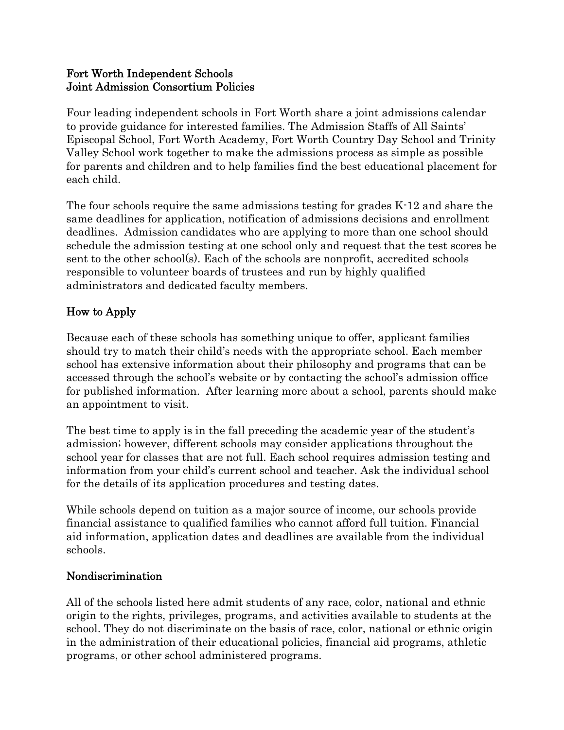# Fort Worth Independent Schools
# Joint Admission Consortium Policies

Four leading independent schools in Fort Worth share a joint admissions calendar to provide guidance for interested families. The Admission Staffs of All Saints' Episcopal School, Fort Worth Academy, Fort Worth Country Day School and Trinity Valley School work together to make the admissions process as simple as possible for parents and children and to help families find the best educational placement for each child.

The four schools require the same admissions testing for grades K-12 and share the same deadlines for application, notification of admissions decisions and enrollment deadlines. Admission candidates who are applying to more than one school should schedule the admission testing at one school only and request that the test scores be sent to the other school(s). Each of the schools are nonprofit, accredited schools responsible to volunteer boards of trustees and run by highly qualified administrators and dedicated faculty members.

## How to Apply

Because each of these schools has something unique to offer, applicant families should try to match their child's needs with the appropriate school. Each member school has extensive information about their philosophy and programs that can be accessed through the school's website or by contacting the school's admission office for published information. After learning more about a school, parents should make an appointment to visit.

The best time to apply is in the fall preceding the academic year of the student's admission; however, different schools may consider applications throughout the school year for classes that are not full. Each school requires admission testing and information from your child's current school and teacher. Ask the individual school for the details of its application procedures and testing dates.

While schools depend on tuition as a major source of income, our schools provide financial assistance to qualified families who cannot afford full tuition. Financial aid information, application dates and deadlines are available from the individual schools.

## Nondiscrimination

All of the schools listed here admit students of any race, color, national and ethnic origin to the rights, privileges, programs, and activities available to students at the school. They do not discriminate on the basis of race, color, national or ethnic origin in the administration of their educational policies, financial aid programs, athletic programs, or other school administered programs.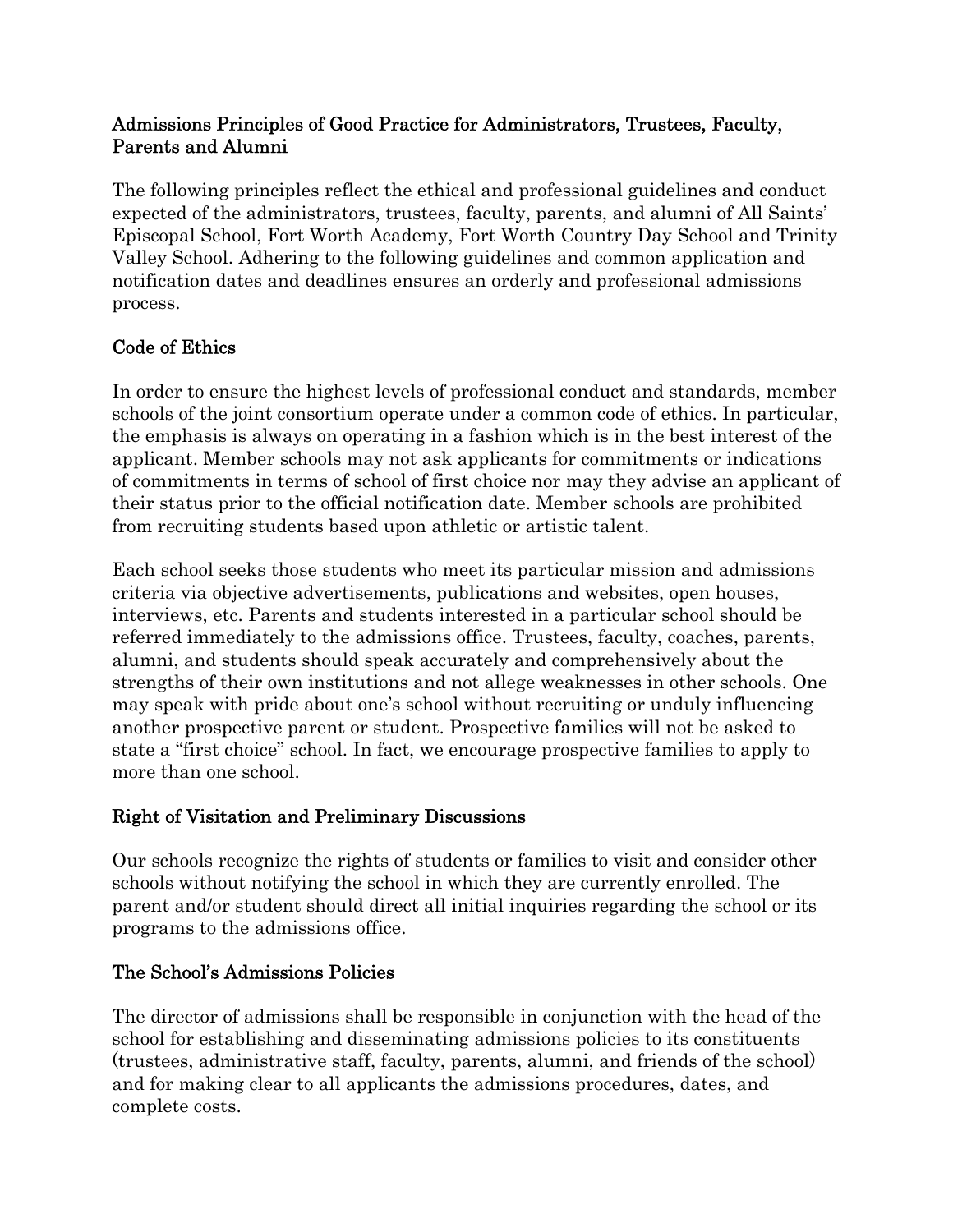## Admissions Principles of Good Practice for Administrators, Trustees, Faculty, Parents and Alumni

The following principles reflect the ethical and professional guidelines and conduct expected of the administrators, trustees, faculty, parents, and alumni of All Saints' Episcopal School, Fort Worth Academy, Fort Worth Country Day School and Trinity Valley School. Adhering to the following guidelines and common application and notification dates and deadlines ensures an orderly and professional admissions process.

## Code of Ethics

In order to ensure the highest levels of professional conduct and standards, member schools of the joint consortium operate under a common code of ethics. In particular, the emphasis is always on operating in a fashion which is in the best interest of the applicant. Member schools may not ask applicants for commitments or indications of commitments in terms of school of first choice nor may they advise an applicant of their status prior to the official notification date. Member schools are prohibited from recruiting students based upon athletic or artistic talent.

Each school seeks those students who meet its particular mission and admissions criteria via objective advertisements, publications and websites, open houses, interviews, etc. Parents and students interested in a particular school should be referred immediately to the admissions office. Trustees, faculty, coaches, parents, alumni, and students should speak accurately and comprehensively about the strengths of their own institutions and not allege weaknesses in other schools. One may speak with pride about one's school without recruiting or unduly influencing another prospective parent or student. Prospective families will not be asked to state a "first choice" school. In fact, we encourage prospective families to apply to more than one school.

## Right of Visitation and Preliminary Discussions

Our schools recognize the rights of students or families to visit and consider other schools without notifying the school in which they are currently enrolled. The parent and/or student should direct all initial inquiries regarding the school or its programs to the admissions office.

## The School's Admissions Policies

The director of admissions shall be responsible in conjunction with the head of the school for establishing and disseminating admissions policies to its constituents (trustees, administrative staff, faculty, parents, alumni, and friends of the school) and for making clear to all applicants the admissions procedures, dates, and complete costs.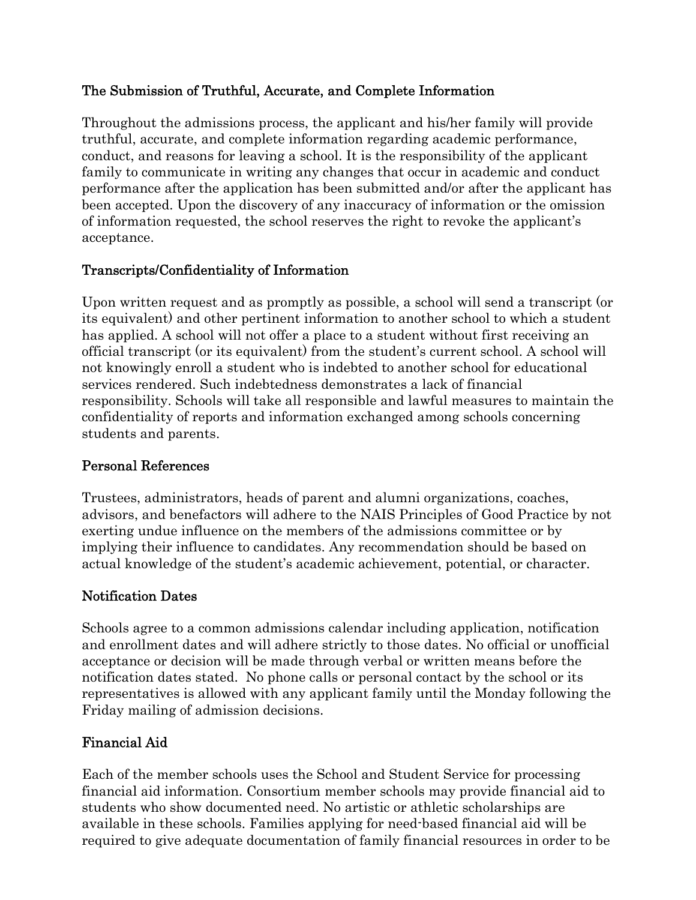## The Submission of Truthful, Accurate, and Complete Information

Throughout the admissions process, the applicant and his/her family will provide truthful, accurate, and complete information regarding academic performance, conduct, and reasons for leaving a school. It is the responsibility of the applicant family to communicate in writing any changes that occur in academic and conduct performance after the application has been submitted and/or after the applicant has been accepted. Upon the discovery of any inaccuracy of information or the omission of information requested, the school reserves the right to revoke the applicant's acceptance.

## Transcripts/Confidentiality of Information

Upon written request and as promptly as possible, a school will send a transcript (or its equivalent) and other pertinent information to another school to which a student has applied. A school will not offer a place to a student without first receiving an official transcript (or its equivalent) from the student's current school. A school will not knowingly enroll a student who is indebted to another school for educational services rendered. Such indebtedness demonstrates a lack of financial responsibility. Schools will take all responsible and lawful measures to maintain the confidentiality of reports and information exchanged among schools concerning students and parents.

## Personal References

Trustees, administrators, heads of parent and alumni organizations, coaches, advisors, and benefactors will adhere to the NAIS Principles of Good Practice by not exerting undue influence on the members of the admissions committee or by implying their influence to candidates. Any recommendation should be based on actual knowledge of the student's academic achievement, potential, or character.

## Notification Dates

Schools agree to a common admissions calendar including application, notification and enrollment dates and will adhere strictly to those dates. No official or unofficial acceptance or decision will be made through verbal or written means before the notification dates stated. No phone calls or personal contact by the school or its representatives is allowed with any applicant family until the Monday following the Friday mailing of admission decisions.

## Financial Aid

Each of the member schools uses the School and Student Service for processing financial aid information. Consortium member schools may provide financial aid to students who show documented need. No artistic or athletic scholarships are available in these schools. Families applying for need-based financial aid will be required to give adequate documentation of family financial resources in order to be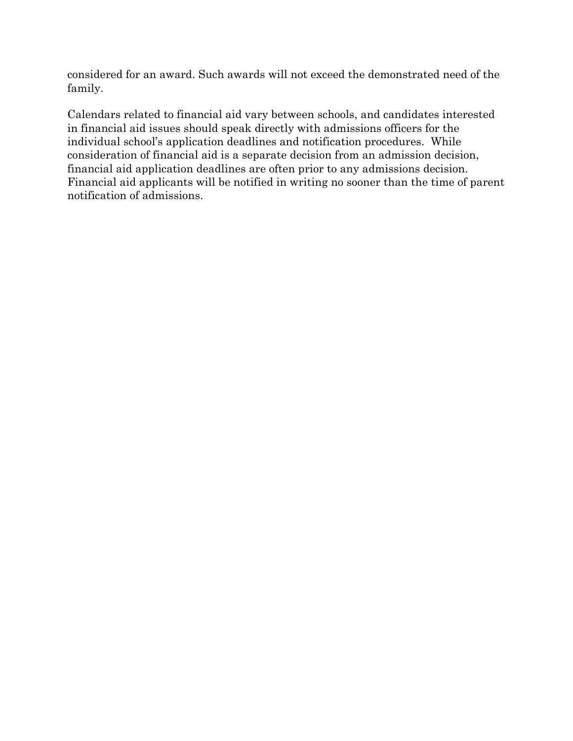considered for an award. Such awards will not exceed the demonstrated need of the family.

Calendars related to financial aid vary between schools, and candidates interested in financial aid issues should speak directly with admissions officers for the individual school's application deadlines and notification procedures. While consideration of financial aid is a separate decision from an admission decision, financial aid application deadlines are often prior to any admissions decision. Financial aid applicants will be notified in writing no sooner than the time of parent notification of admissions.